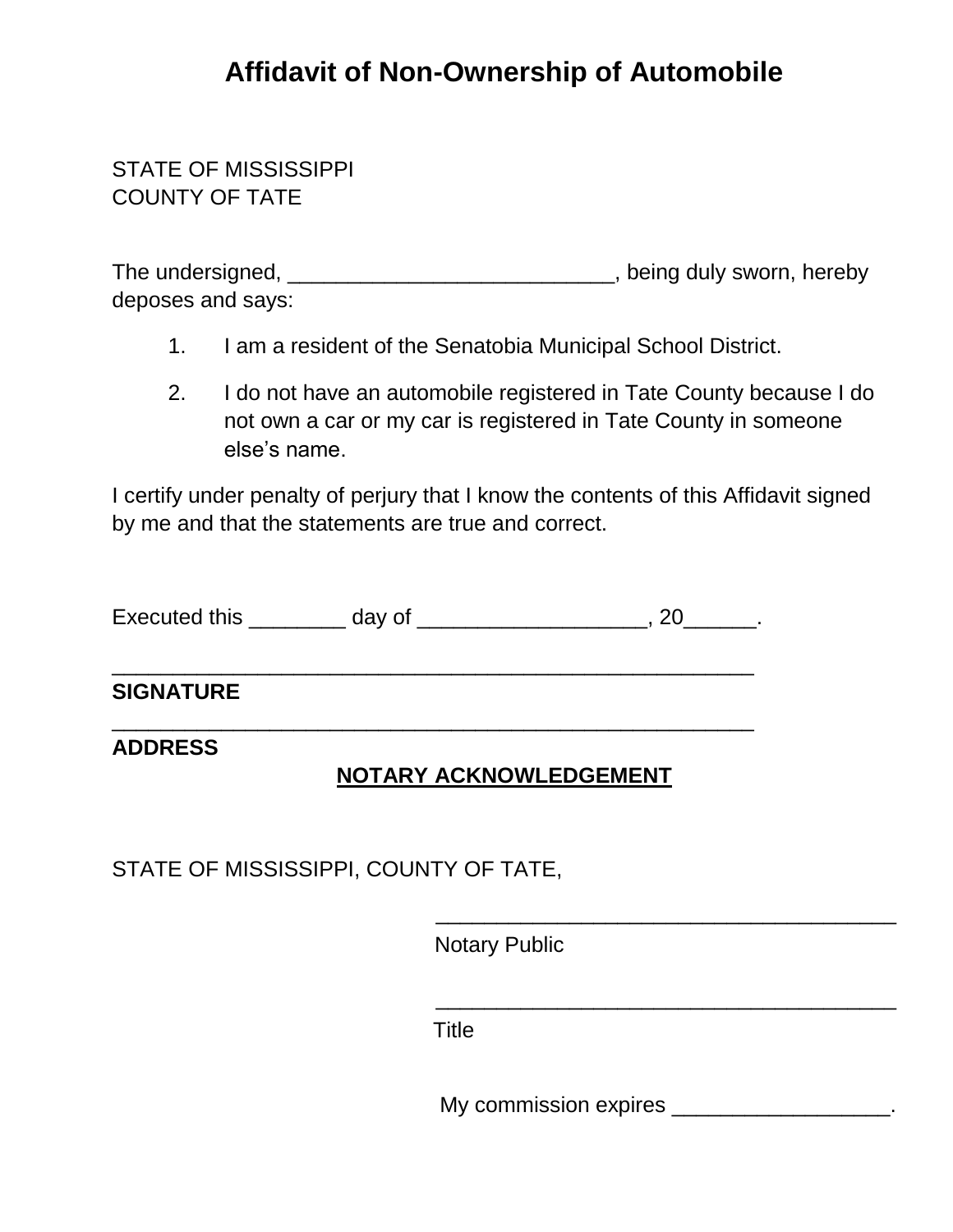# Affidavit of Non-Ownership of Automobile

STATE OF MISSISSIPPI
COUNTY OF TATE

The undersigned, ___________________________, being duly sworn, hereby deposes and says:

1. I am a resident of the Senatobia Municipal School District.
2. I do not have an automobile registered in Tate County because I do not own a car or my car is registered in Tate County in someone else's name.

I certify under penalty of perjury that I know the contents of this Affidavit signed by me and that the statements are true and correct.

Executed this ________ day of ___________________, 20______.

_____________________________________________________

**SIGNATURE**

_____________________________________________________

**ADDRESS**

**NOTARY ACKNOWLEDGEMENT**

STATE OF MISSISSIPPI, COUNTY OF TATE,

_______________________________________

Notary Public

_______________________________________

Title

My commission expires __________________.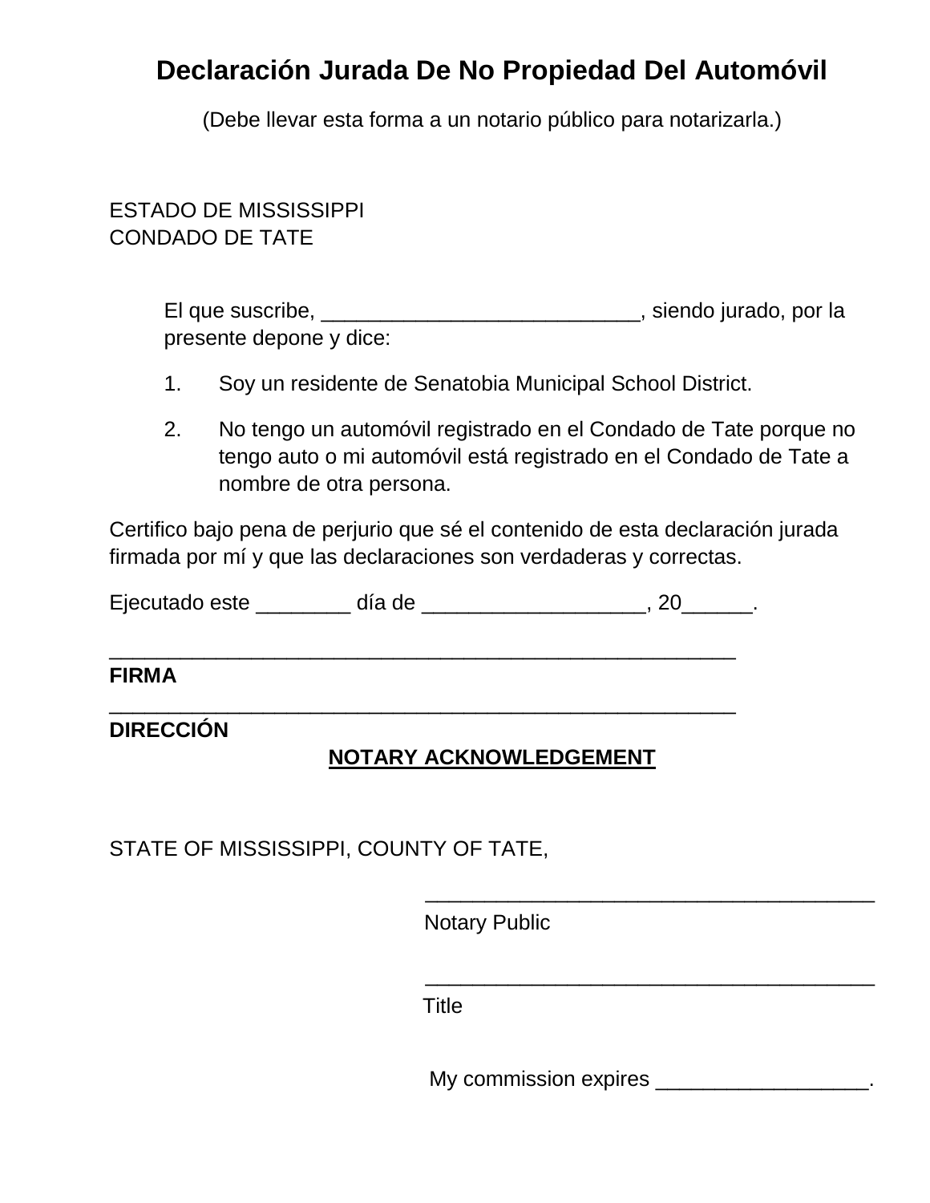# Declaración Jurada De No Propiedad Del Automóvil

(Debe llevar esta forma a un notario público para notarizarla.)

ESTADO DE MISSISSIPPI
CONDADO DE TATE

El que suscribe, ___________________________, siendo jurado, por la presente depone y dice:

1. Soy un residente de Senatobia Municipal School District.
2. No tengo un automóvil registrado en el Condado de Tate porque no tengo auto o mi automóvil está registrado en el Condado de Tate a nombre de otra persona.

Certifico bajo pena de perjurio que sé el contenido de esta declaración jurada firmada por mí y que las declaraciones son verdaderas y correctas.

Ejecutado este ________ día de ___________________, 20______.

______________________________________________________
**FIRMA**

______________________________________________________
**DIRECCIÓN**

**NOTARY ACKNOWLEDGEMENT**

STATE OF MISSISSIPPI, COUNTY OF TATE,

_______________________________________
Notary Public

_______________________________________
Title

My commission expires __________________.